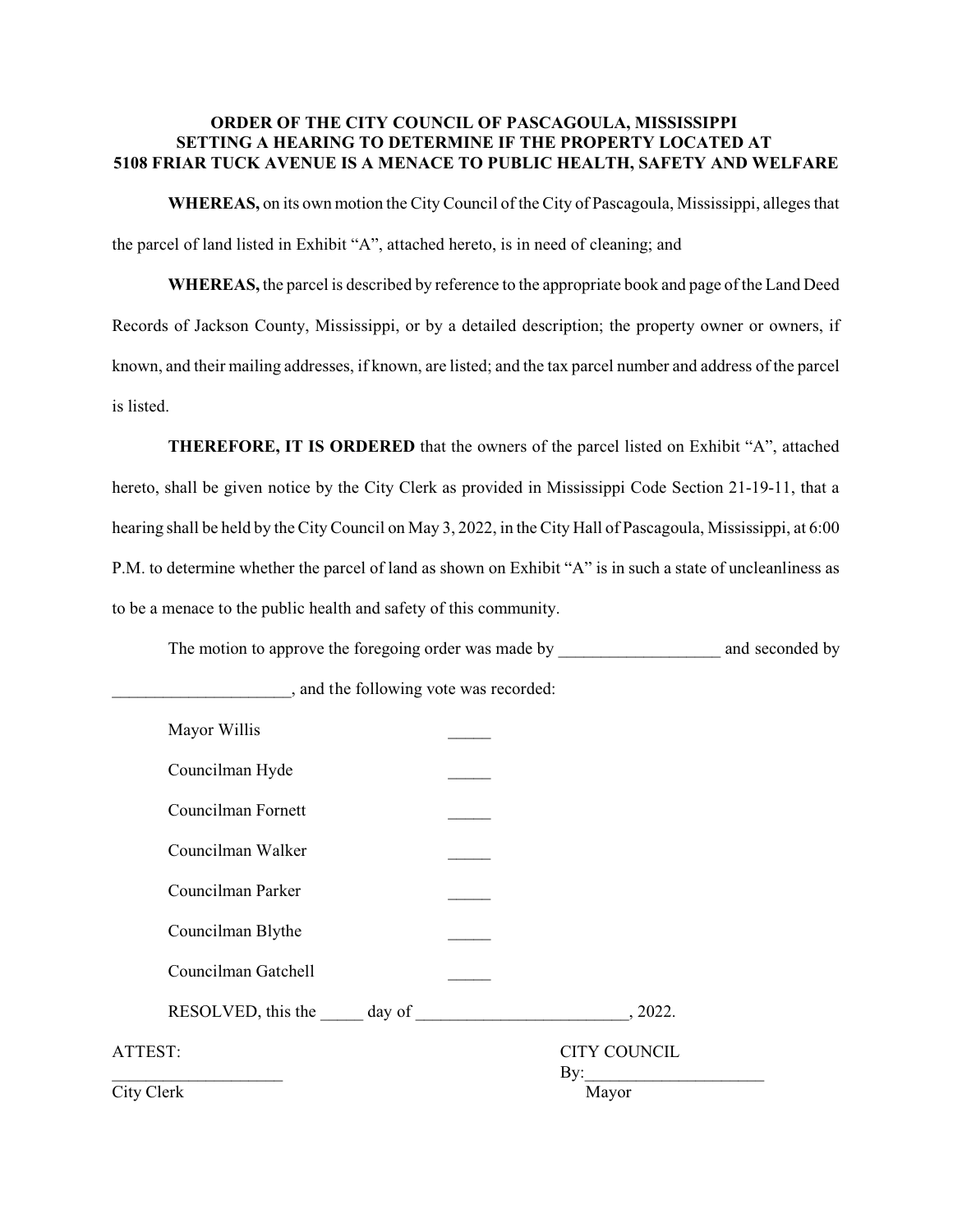**ORDER OF THE CITY COUNCIL OF PASCAGOULA, MISSISSIPPI SETTING A HEARING TO DETERMINE IF THE PROPERTY LOCATED AT 5108 FRIAR TUCK AVENUE IS A MENACE TO PUBLIC HEALTH, SAFETY AND WELFARE**

**WHEREAS,** on its own motion the City Council of the City of Pascagoula, Mississippi, alleges that the parcel of land listed in Exhibit "A", attached hereto, is in need of cleaning; and

**WHEREAS,** the parcel is described by reference to the appropriate book and page of the Land Deed Records of Jackson County, Mississippi, or by a detailed description; the property owner or owners, if known, and their mailing addresses, if known, are listed; and the tax parcel number and address of the parcel is listed.

**THEREFORE, IT IS ORDERED** that the owners of the parcel listed on Exhibit "A", attached hereto, shall be given notice by the City Clerk as provided in Mississippi Code Section 21-19-11, that a hearing shall be held by the City Council on May 3, 2022, in the City Hall of Pascagoula, Mississippi, at 6:00 P.M. to determine whether the parcel of land as shown on Exhibit "A" is in such a state of uncleanliness as to be a menace to the public health and safety of this community.

The motion to approve the foregoing order was made by ___________________ and seconded by _____________________, and the following vote was recorded:

Mayor Willis _____

Councilman Hyde _____

Councilman Fornett _____

Councilman Walker _____

Councilman Parker _____

Councilman Blythe _____

Councilman Gatchell _____

RESOLVED, this the _____ day of _________________________, 2022.

ATTEST:

____________________
City Clerk

CITY COUNCIL

By:_____________________
Mayor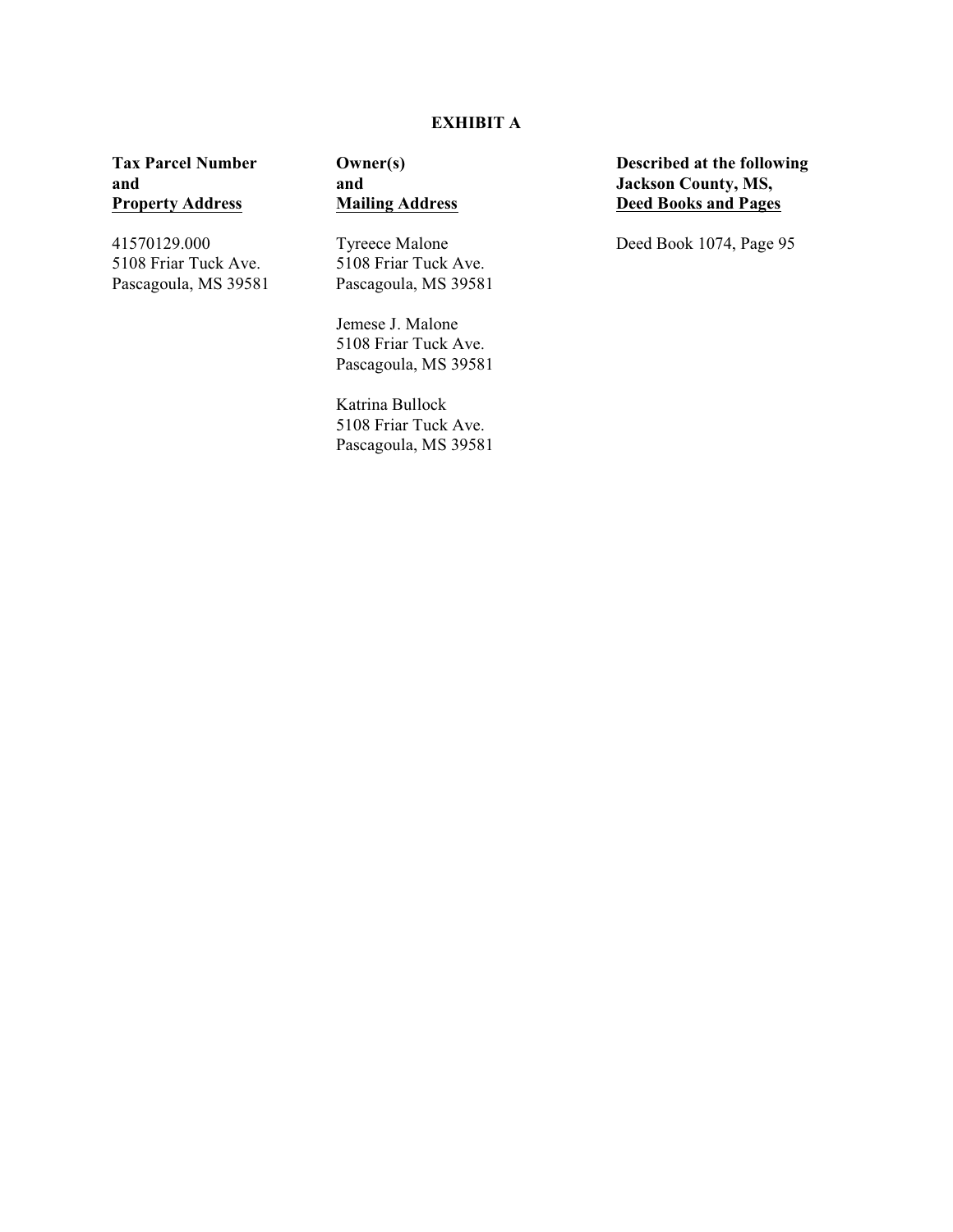**EXHIBIT A**

| Tax Parcel Number and Property Address | Owner(s) and Mailing Address | Described at the following Jackson County, MS, Deed Books and Pages |
|---|---|---|
| 41570129.000<br>5108 Friar Tuck Ave.<br>Pascagoula, MS 39581 | Tyreece Malone<br>5108 Friar Tuck Ave.<br>Pascagoula, MS 39581<br><br>Jemese J. Malone<br>5108 Friar Tuck Ave.<br>Pascagoula, MS 39581<br><br>Katrina Bullock<br>5108 Friar Tuck Ave.<br>Pascagoula, MS 39581 | Deed Book 1074, Page 95 |